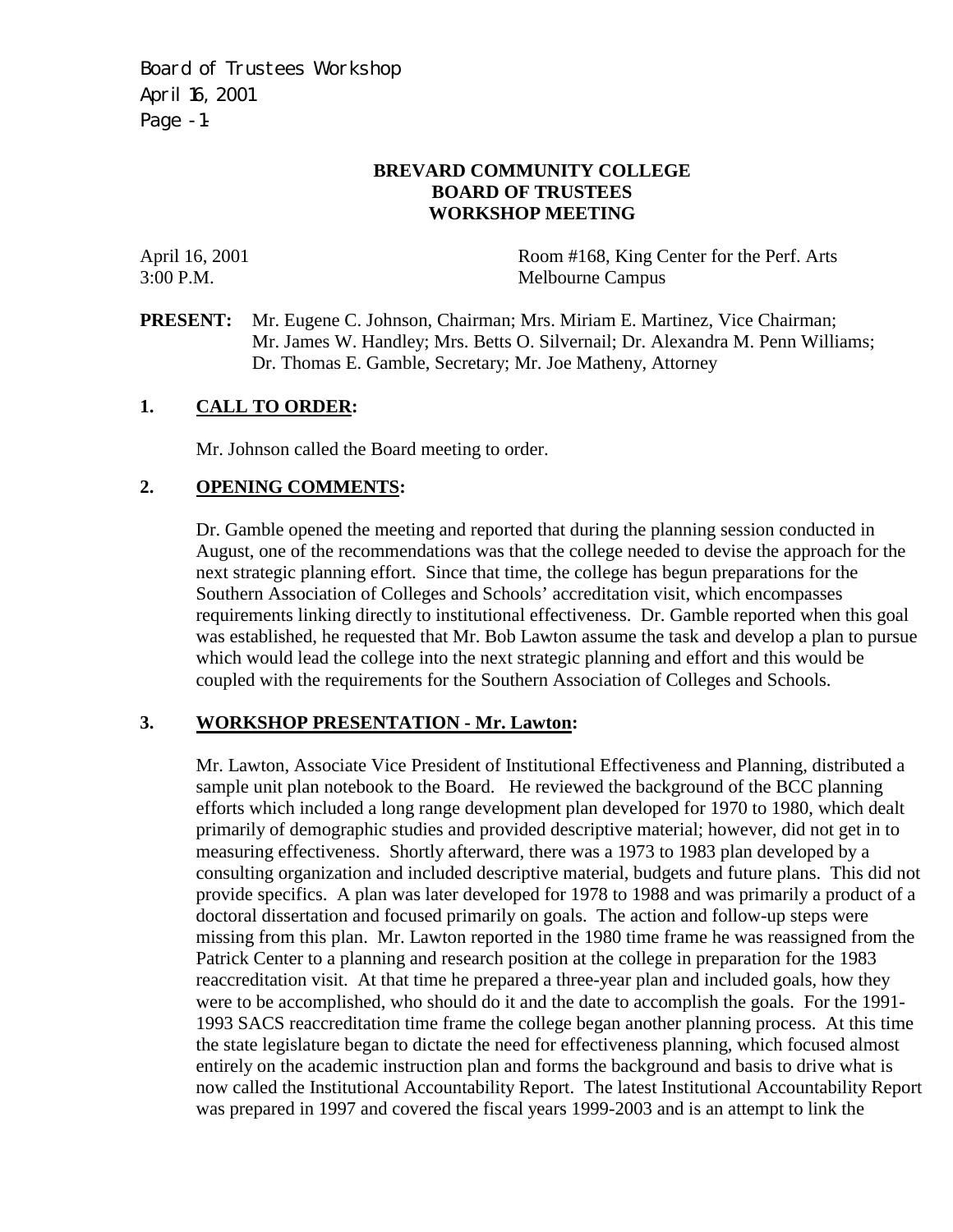**BREVARD COMMUNITY COLLEGE**
**BOARD OF TRUSTEES**
**WORKSHOP MEETING**

April 16, 2001
3:00 P.M.

Room #168, King Center for the Perf. Arts
Melbourne Campus

**PRESENT:** Mr. Eugene C. Johnson, Chairman; Mrs. Miriam E. Martinez, Vice Chairman; Mr. James W. Handley; Mrs. Betts O. Silvernail; Dr. Alexandra M. Penn Williams; Dr. Thomas E. Gamble, Secretary; Mr. Joe Matheny, Attorney

## 1. CALL TO ORDER:

Mr. Johnson called the Board meeting to order.

## 2. OPENING COMMENTS:

Dr. Gamble opened the meeting and reported that during the planning session conducted in August, one of the recommendations was that the college needed to devise the approach for the next strategic planning effort. Since that time, the college has begun preparations for the Southern Association of Colleges and Schools' accreditation visit, which encompasses requirements linking directly to institutional effectiveness. Dr. Gamble reported when this goal was established, he requested that Mr. Bob Lawton assume the task and develop a plan to pursue which would lead the college into the next strategic planning and effort and this would be coupled with the requirements for the Southern Association of Colleges and Schools.

## 3. WORKSHOP PRESENTATION - Mr. Lawton:

Mr. Lawton, Associate Vice President of Institutional Effectiveness and Planning, distributed a sample unit plan notebook to the Board. He reviewed the background of the BCC planning efforts which included a long range development plan developed for 1970 to 1980, which dealt primarily of demographic studies and provided descriptive material; however, did not get in to measuring effectiveness. Shortly afterward, there was a 1973 to 1983 plan developed by a consulting organization and included descriptive material, budgets and future plans. This did not provide specifics. A plan was later developed for 1978 to 1988 and was primarily a product of a doctoral dissertation and focused primarily on goals. The action and follow-up steps were missing from this plan. Mr. Lawton reported in the 1980 time frame he was reassigned from the Patrick Center to a planning and research position at the college in preparation for the 1983 reaccreditation visit. At that time he prepared a three-year plan and included goals, how they were to be accomplished, who should do it and the date to accomplish the goals. For the 1991-1993 SACS reaccreditation time frame the college began another planning process. At this time the state legislature began to dictate the need for effectiveness planning, which focused almost entirely on the academic instruction plan and forms the background and basis to drive what is now called the Institutional Accountability Report. The latest Institutional Accountability Report was prepared in 1997 and covered the fiscal years 1999-2003 and is an attempt to link the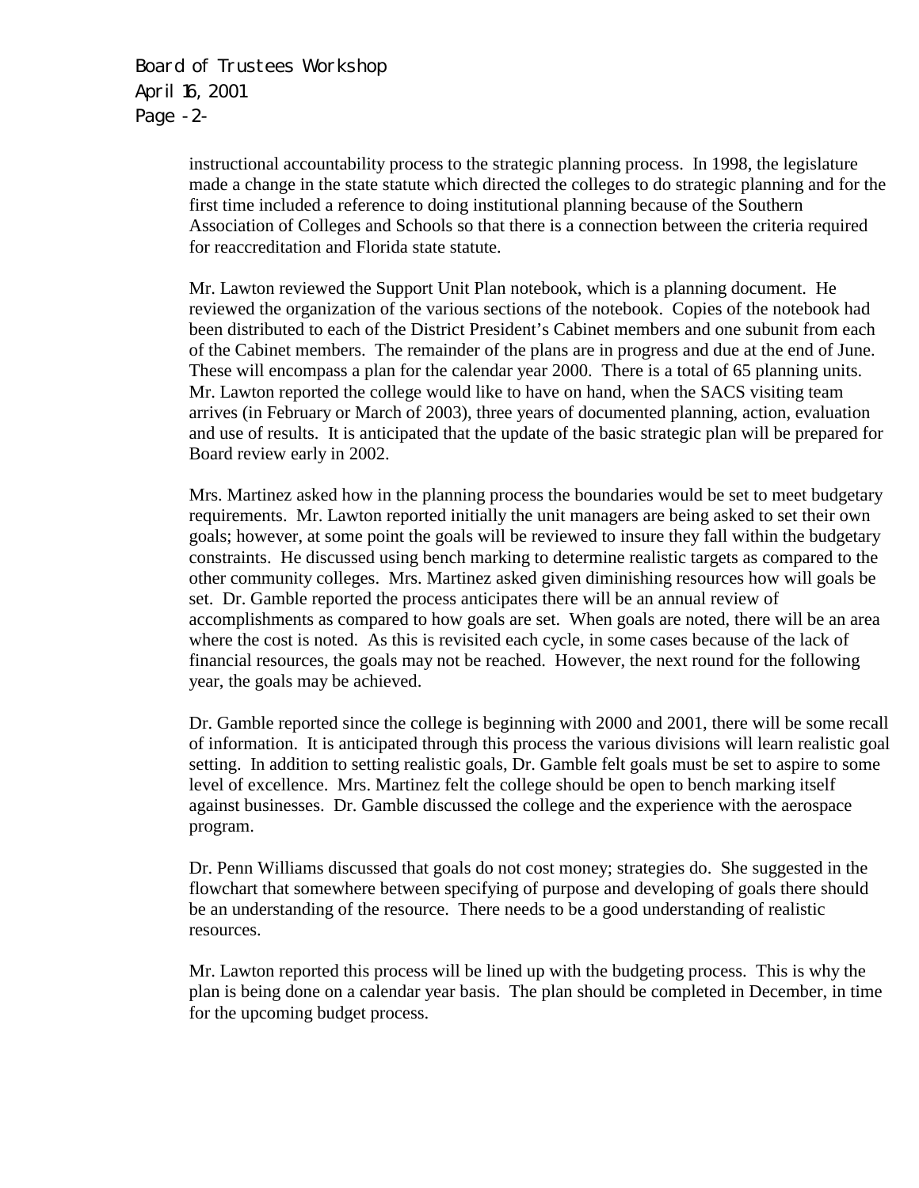instructional accountability process to the strategic planning process. In 1998, the legislature made a change in the state statute which directed the colleges to do strategic planning and for the first time included a reference to doing institutional planning because of the Southern Association of Colleges and Schools so that there is a connection between the criteria required for reaccreditation and Florida state statute.

Mr. Lawton reviewed the Support Unit Plan notebook, which is a planning document. He reviewed the organization of the various sections of the notebook. Copies of the notebook had been distributed to each of the District President's Cabinet members and one subunit from each of the Cabinet members. The remainder of the plans are in progress and due at the end of June. These will encompass a plan for the calendar year 2000. There is a total of 65 planning units. Mr. Lawton reported the college would like to have on hand, when the SACS visiting team arrives (in February or March of 2003), three years of documented planning, action, evaluation and use of results. It is anticipated that the update of the basic strategic plan will be prepared for Board review early in 2002.

Mrs. Martinez asked how in the planning process the boundaries would be set to meet budgetary requirements. Mr. Lawton reported initially the unit managers are being asked to set their own goals; however, at some point the goals will be reviewed to insure they fall within the budgetary constraints. He discussed using bench marking to determine realistic targets as compared to the other community colleges. Mrs. Martinez asked given diminishing resources how will goals be set. Dr. Gamble reported the process anticipates there will be an annual review of accomplishments as compared to how goals are set. When goals are noted, there will be an area where the cost is noted. As this is revisited each cycle, in some cases because of the lack of financial resources, the goals may not be reached. However, the next round for the following year, the goals may be achieved.

Dr. Gamble reported since the college is beginning with 2000 and 2001, there will be some recall of information. It is anticipated through this process the various divisions will learn realistic goal setting. In addition to setting realistic goals, Dr. Gamble felt goals must be set to aspire to some level of excellence. Mrs. Martinez felt the college should be open to bench marking itself against businesses. Dr. Gamble discussed the college and the experience with the aerospace program.

Dr. Penn Williams discussed that goals do not cost money; strategies do. She suggested in the flowchart that somewhere between specifying of purpose and developing of goals there should be an understanding of the resource. There needs to be a good understanding of realistic resources.

Mr. Lawton reported this process will be lined up with the budgeting process. This is why the plan is being done on a calendar year basis. The plan should be completed in December, in time for the upcoming budget process.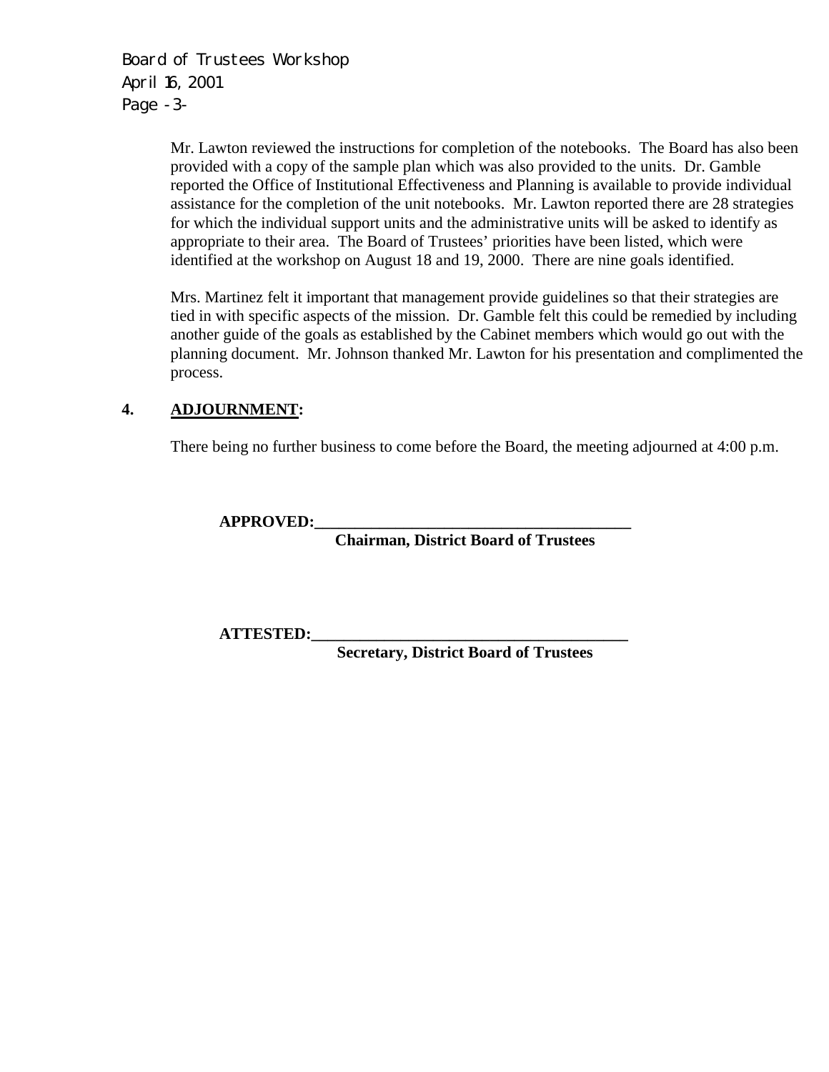Mr. Lawton reviewed the instructions for completion of the notebooks. The Board has also been provided with a copy of the sample plan which was also provided to the units. Dr. Gamble reported the Office of Institutional Effectiveness and Planning is available to provide individual assistance for the completion of the unit notebooks. Mr. Lawton reported there are 28 strategies for which the individual support units and the administrative units will be asked to identify as appropriate to their area. The Board of Trustees' priorities have been listed, which were identified at the workshop on August 18 and 19, 2000. There are nine goals identified.

Mrs. Martinez felt it important that management provide guidelines so that their strategies are tied in with specific aspects of the mission. Dr. Gamble felt this could be remedied by including another guide of the goals as established by the Cabinet members which would go out with the planning document. Mr. Johnson thanked Mr. Lawton for his presentation and complimented the process.

**4. ADJOURNMENT:**

There being no further business to come before the Board, the meeting adjourned at 4:00 p.m.

**APPROVED:**_______________________________________
**Chairman, District Board of Trustees**

**ATTESTED:**_______________________________________
**Secretary, District Board of Trustees**